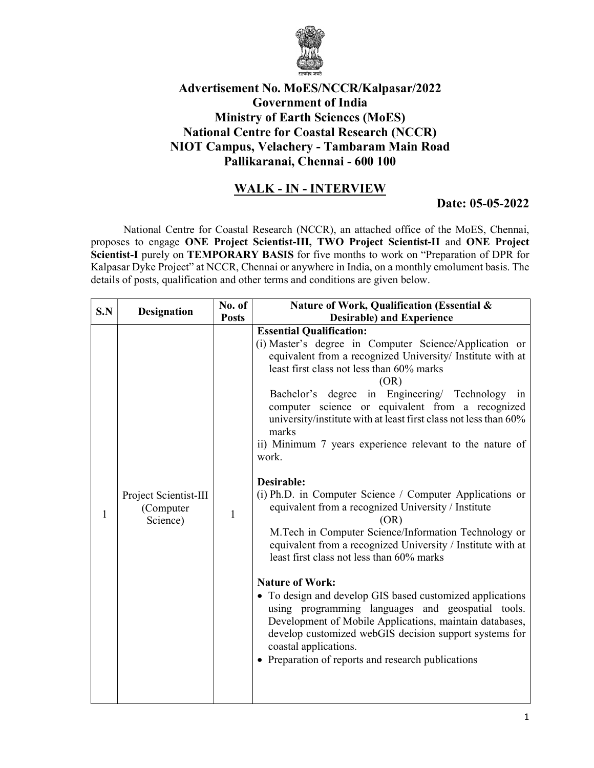# Advertisement No. MoES/NCCR/Kalpasar/2022
# Government of India
# Ministry of Earth Sciences (MoES)
# National Centre for Coastal Research (NCCR)
# NIOT Campus, Velachery - Tambaram Main Road
# Pallikaranai, Chennai - 600 100

## WALK - IN - INTERVIEW

**Date: 05-05-2022**

National Centre for Coastal Research (NCCR), an attached office of the MoES, Chennai, proposes to engage **ONE Project Scientist-III, TWO Project Scientist-II** and **ONE Project Scientist-I** purely on **TEMPORARY BASIS** for five months to work on "Preparation of DPR for Kalpasar Dyke Project" at NCCR, Chennai or anywhere in India, on a monthly emolument basis. The details of posts, qualification and other terms and conditions are given below.

| S.N | Designation | No. of Posts | Nature of Work, Qualification (Essential & Desirable) and Experience |
|---|---|---|---|
| 1 | Project Scientist-III (Computer Science) | 1 | **Essential Qualification:**<br>(i) Master's degree in Computer Science/Application or equivalent from a recognized University/ Institute with at least first class not less than 60% marks<br>(OR)<br>Bachelor's degree in Engineering/ Technology in computer science or equivalent from a recognized university/institute with at least first class not less than 60% marks<br>ii) Minimum 7 years experience relevant to the nature of work.<br><br>**Desirable:**<br>(i) Ph.D. in Computer Science / Computer Applications or equivalent from a recognized University / Institute<br>(OR)<br>M.Tech in Computer Science/Information Technology or equivalent from a recognized University / Institute with at least first class not less than 60% marks<br><br>**Nature of Work:**<br>• To design and develop GIS based customized applications using programming languages and geospatial tools. Development of Mobile Applications, maintain databases, develop customized webGIS decision support systems for coastal applications.<br>• Preparation of reports and research publications |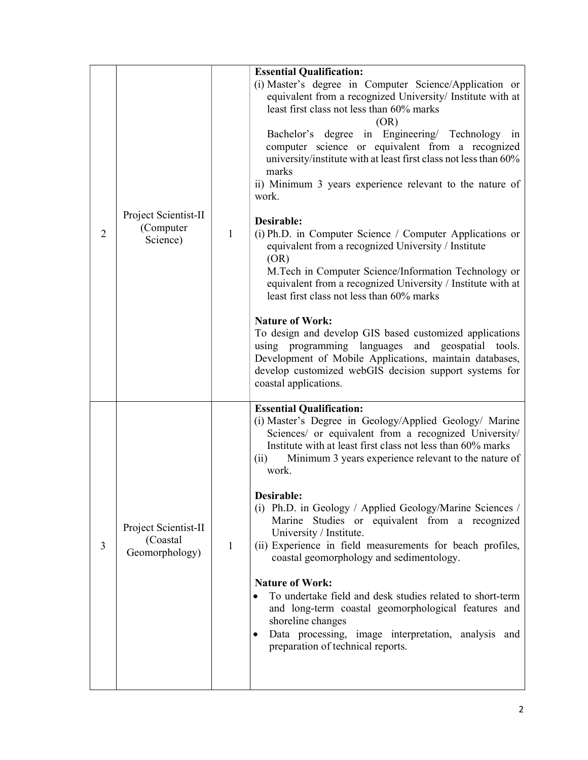| | | | |
|---|---|---|---|
| 2 | Project Scientist-II (Computer Science) | 1 | **Essential Qualification:**<br>(i) Master's degree in Computer Science/Application or equivalent from a recognized University/ Institute with at least first class not less than 60% marks<br>(OR)<br>Bachelor's degree in Engineering/ Technology in computer science or equivalent from a recognized university/institute with at least first class not less than 60% marks<br>ii) Minimum 3 years experience relevant to the nature of work.<br><br>**Desirable:**<br>(i) Ph.D. in Computer Science / Computer Applications or equivalent from a recognized University / Institute<br>(OR)<br>M.Tech in Computer Science/Information Technology or equivalent from a recognized University / Institute with at least first class not less than 60% marks<br><br>**Nature of Work:**<br>To design and develop GIS based customized applications using programming languages and geospatial tools. Development of Mobile Applications, maintain databases, develop customized webGIS decision support systems for coastal applications. |
| 3 | Project Scientist-II (Coastal Geomorphology) | 1 | **Essential Qualification:**<br>(i) Master's Degree in Geology/Applied Geology/ Marine Sciences/ or equivalent from a recognized University/ Institute with at least first class not less than 60% marks<br>(ii) Minimum 3 years experience relevant to the nature of work.<br><br>**Desirable:**<br>(i) Ph.D. in Geology / Applied Geology/Marine Sciences / Marine Studies or equivalent from a recognized University / Institute.<br>(ii) Experience in field measurements for beach profiles, coastal geomorphology and sedimentology.<br><br>**Nature of Work:**<br>• To undertake field and desk studies related to short-term and long-term coastal geomorphological features and shoreline changes<br>• Data processing, image interpretation, analysis and preparation of technical reports. |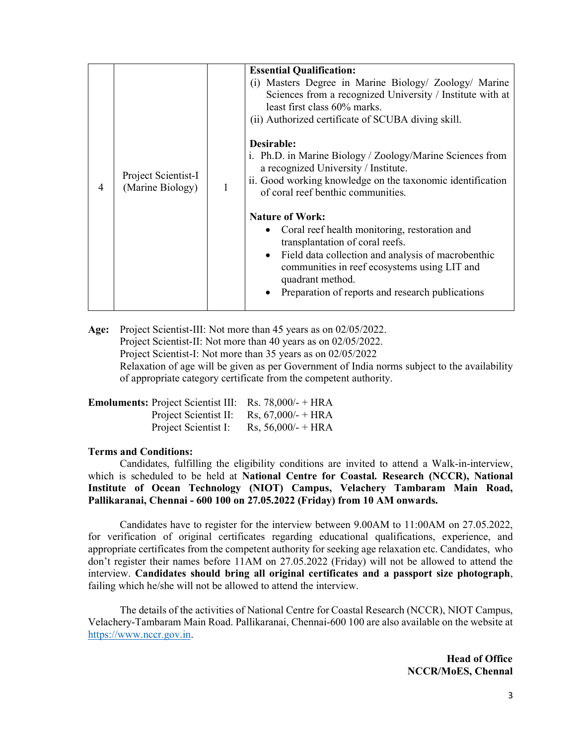| | | | |
|---|---|---|---|
| 4 | Project Scientist-I (Marine Biology) | 1 | **Essential Qualification:**<br>(i) Masters Degree in Marine Biology/ Zoology/ Marine Sciences from a recognized University / Institute with at least first class 60% marks.<br>(ii) Authorized certificate of SCUBA diving skill.<br><br>**Desirable:**<br>i. Ph.D. in Marine Biology / Zoology/Marine Sciences from a recognized University / Institute.<br>ii. Good working knowledge on the taxonomic identification of coral reef benthic communities.<br><br>**Nature of Work:**<br>• Coral reef health monitoring, restoration and transplantation of coral reefs.<br>• Field data collection and analysis of macrobenthic communities in reef ecosystems using LIT and quadrant method.<br>• Preparation of reports and research publications |

**Age:** Project Scientist-III: Not more than 45 years as on 02/05/2022.
Project Scientist-II: Not more than 40 years as on 02/05/2022.
Project Scientist-I: Not more than 35 years as on 02/05/2022
Relaxation of age will be given as per Government of India norms subject to the availability of appropriate category certificate from the competent authority.

**Emoluments:** Project Scientist III: Rs. 78,000/- + HRA
Project Scientist II: Rs, 67,000/- + HRA
Project Scientist I: Rs, 56,000/- + HRA

**Terms and Conditions:**

Candidates, fulfilling the eligibility conditions are invited to attend a Walk-in-interview, which is scheduled to be held at **National Centre for Coastal. Research (NCCR), National Institute of Ocean Technology (NIOT) Campus, Velachery Tambaram Main Road, Pallikaranai, Chennai - 600 100 on 27.05.2022 (Friday) from 10 AM onwards.**

Candidates have to register for the interview between 9.00AM to 11:00AM on 27.05.2022, for verification of original certificates regarding educational qualifications, experience, and appropriate certificates from the competent authority for seeking age relaxation etc. Candidates, who don't register their names before 11AM on 27.05.2022 (Friday) will not be allowed to attend the interview. **Candidates should bring all original certificates and a passport size photograph**, failing which he/she will not be allowed to attend the interview.

The details of the activities of National Centre for Coastal Research (NCCR), NIOT Campus, Velachery-Tambaram Main Road. Pallikaranai, Chennai-600 100 are also available on the website at https://www.nccr.gov.in.

**Head of Office**
**NCCR/MoES, Chennal**